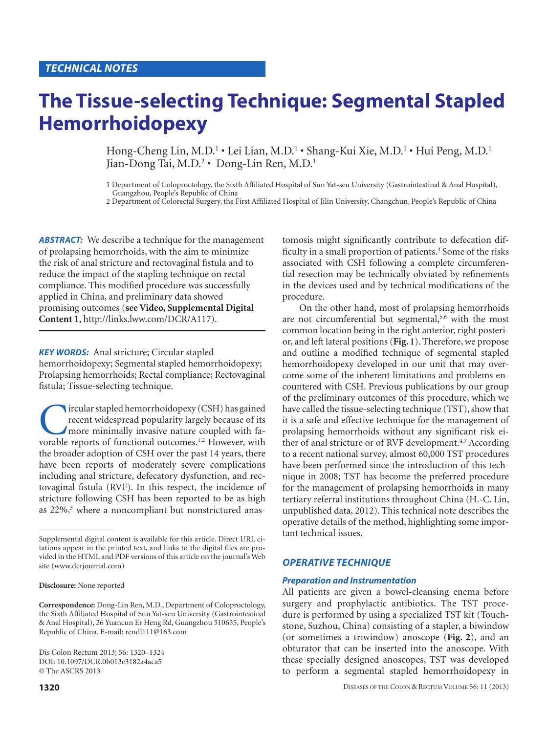TECHNICAL NOTES

# The Tissue-selecting Technique: Segmental Stapled Hemorrhoidopexy

Hong-Cheng Lin, M.D.[1] • Lei Lian, M.D.[1] • Shang-Kui Xie, M.D.[1] • Hui Peng, M.D.[1]
Jian-Dong Tai, M.D.[2] • Dong-Lin Ren, M.D.[1]

1 Department of Coloproctology, the Sixth Affiliated Hospital of Sun Yat-sen University (Gastrointestinal & Anal Hospital), Guangzhou, People's Republic of China
2 Department of Colorectal Surgery, the First Affiliated Hospital of Jilin University, Changchun, People's Republic of China

***ABSTRACT:*** We describe a technique for the management of prolapsing hemorrhoids, with the aim to minimize the risk of anal stricture and rectovaginal fistula and to reduce the impact of the stapling technique on rectal compliance. This modified procedure was successfully applied in China, and preliminary data showed promising outcomes (**see Video, Supplemental Digital Content 1**, http://links.lww.com/DCR/A117).

***KEY WORDS:*** Anal stricture; Circular stapled hemorrhoidopexy; Segmental stapled hemorrhoidopexy; Prolapsing hemorrhoids; Rectal compliance; Rectovaginal fistula; Tissue-selecting technique.

Circular stapled hemorrhoidopexy (CSH) has gained recent widespread popularity largely because of its more minimally invasive nature coupled with favorable reports of functional outcomes.[1,2] However, with the broader adoption of CSH over the past 14 years, there have been reports of moderately severe complications including anal stricture, defecatory dysfunction, and rectovaginal fistula (RVF). In this respect, the incidence of stricture following CSH has been reported to be as high as 22%,[3] where a noncompliant but nonstrictured anastomosis might significantly contribute to defecation difficulty in a small proportion of patients.[4] Some of the risks associated with CSH following a complete circumferential resection may be technically obviated by refinements in the devices used and by technical modifications of the procedure.

On the other hand, most of prolapsing hemorrhoids are not circumferential but segmental,[5,6] with the most common location being in the right anterior, right posterior, and left lateral positions (**Fig. 1**). Therefore, we propose and outline a modified technique of segmental stapled hemorrhoidopexy developed in our unit that may overcome some of the inherent limitations and problems encountered with CSH. Previous publications by our group of the preliminary outcomes of this procedure, which we have called the tissue-selecting technique (TST), show that it is a safe and effective technique for the management of prolapsing hemorrhoids without any significant risk either of anal stricture or of RVF development.[4,7] According to a recent national survey, almost 60,000 TST procedures have been performed since the introduction of this technique in 2008; TST has become the preferred procedure for the management of prolapsing hemorrhoids in many tertiary referral institutions throughout China (H.-C. Lin, unpublished data, 2012). This technical note describes the operative details of the method, highlighting some important technical issues.

## OPERATIVE TECHNIQUE

### Preparation and Instrumentation

All patients are given a bowel-cleansing enema before surgery and prophylactic antibiotics. The TST procedure is performed by using a specialized TST kit (Touchstone, Suzhou, China) consisting of a stapler, a biwindow (or sometimes a triwindow) anoscope (**Fig. 2**), and an obturator that can be inserted into the anoscope. With these specially designed anoscopes, TST was developed to perform a segmental stapled hemorrhoidopexy in

---

Supplemental digital content is available for this article. Direct URL citations appear in the printed text, and links to the digital files are provided in the HTML and PDF versions of this article on the journal's Web site (www.dcrjournal.com)

**Disclosure:** None reported

**Correspondence:** Dong-Lin Ren, M.D., Department of Coloproctology, the Sixth Affiliated Hospital of Sun Yat-sen University (Gastrointestinal & Anal Hospital), 26 Yuancun Er Heng Rd, Guangzhou 510655, People's Republic of China. E-mail: rendl111@163.com

Dis Colon Rectum 2013; 56: 1320–1324
DOI: 10.1097/DCR.0b013e3182a4aca5
© The ASCRS 2013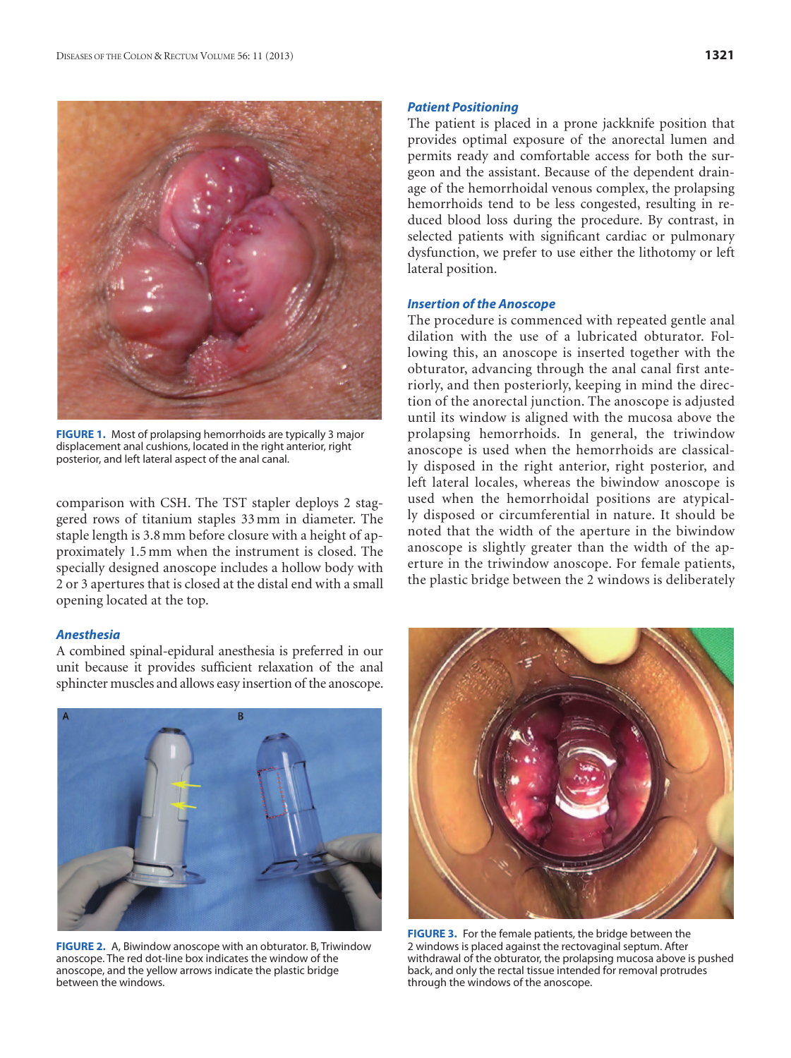FIGURE 1. Most of prolapsing hemorrhoids are typically 3 major displacement anal cushions, located in the right anterior, right posterior, and left lateral aspect of the anal canal.

comparison with CSH. The TST stapler deploys 2 staggered rows of titanium staples 33 mm in diameter. The staple length is 3.8 mm before closure with a height of approximately 1.5 mm when the instrument is closed. The specially designed anoscope includes a hollow body with 2 or 3 apertures that is closed at the distal end with a small opening located at the top.

### *Anesthesia*

A combined spinal-epidural anesthesia is preferred in our unit because it provides sufficient relaxation of the anal sphincter muscles and allows easy insertion of the anoscope.

FIGURE 2. A, Biwindow anoscope with an obturator. B, Triwindow anoscope. The red dot-line box indicates the window of the anoscope, and the yellow arrows indicate the plastic bridge between the windows.

### *Patient Positioning*

The patient is placed in a prone jackknife position that provides optimal exposure of the anorectal lumen and permits ready and comfortable access for both the surgeon and the assistant. Because of the dependent drainage of the hemorrhoidal venous complex, the prolapsing hemorrhoids tend to be less congested, resulting in reduced blood loss during the procedure. By contrast, in selected patients with significant cardiac or pulmonary dysfunction, we prefer to use either the lithotomy or left lateral position.

### *Insertion of the Anoscope*

The procedure is commenced with repeated gentle anal dilation with the use of a lubricated obturator. Following this, an anoscope is inserted together with the obturator, advancing through the anal canal first anteriorly, and then posteriorly, keeping in mind the direction of the anorectal junction. The anoscope is adjusted until its window is aligned with the mucosa above the prolapsing hemorrhoids. In general, the triwindow anoscope is used when the hemorrhoids are classically disposed in the right anterior, right posterior, and left lateral locales, whereas the biwindow anoscope is used when the hemorrhoidal positions are atypically disposed or circumferential in nature. It should be noted that the width of the aperture in the biwindow anoscope is slightly greater than the width of the aperture in the triwindow anoscope. For female patients, the plastic bridge between the 2 windows is deliberately

FIGURE 3. For the female patients, the bridge between the 2 windows is placed against the rectovaginal septum. After withdrawal of the obturator, the prolapsing mucosa above is pushed back, and only the rectal tissue intended for removal protrudes through the windows of the anoscope.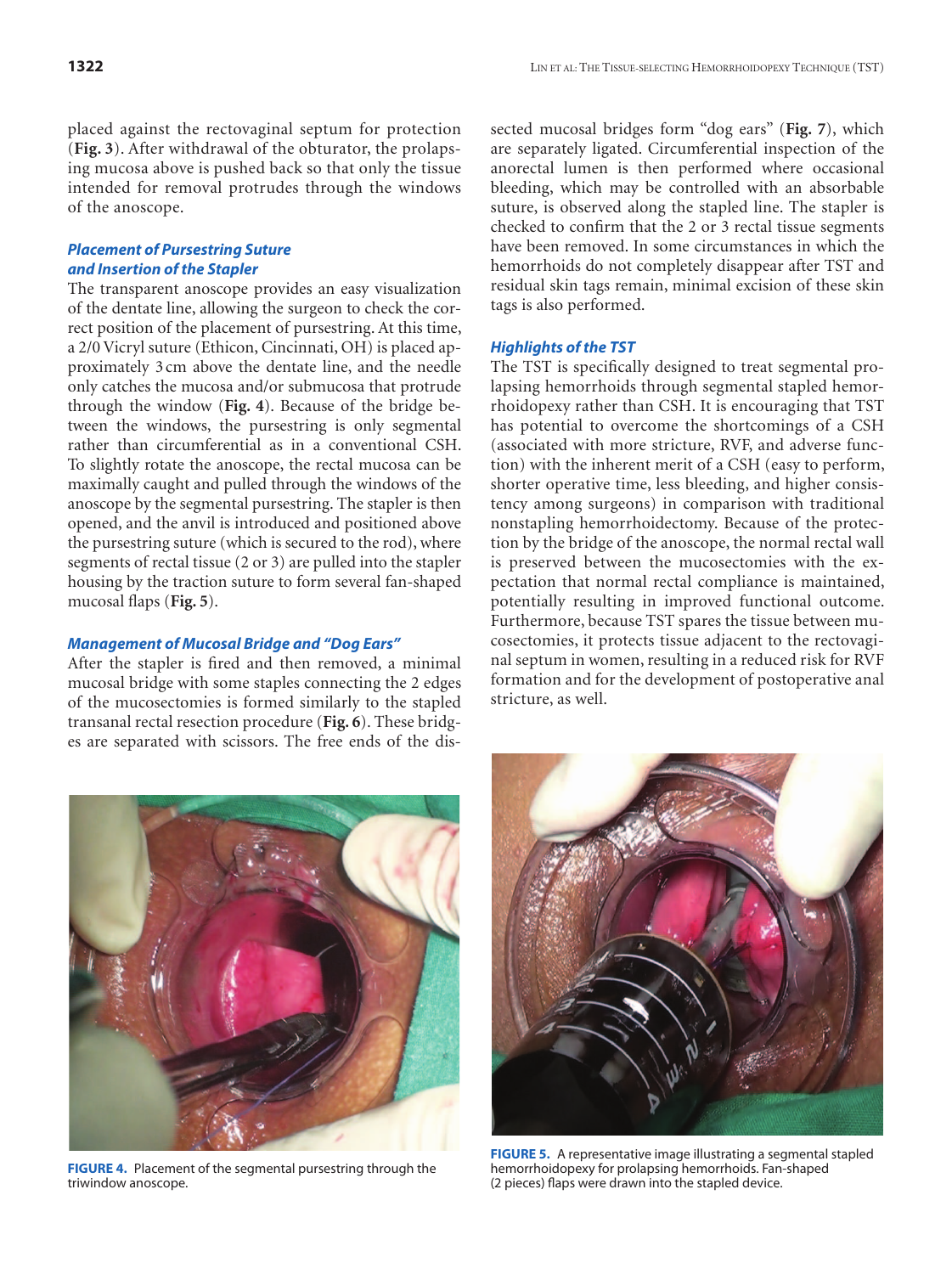placed against the rectovaginal septum for protection (**Fig. 3**). After withdrawal of the obturator, the prolapsing mucosa above is pushed back so that only the tissue intended for removal protrudes through the windows of the anoscope.

### Placement of Pursestring Suture and Insertion of the Stapler

The transparent anoscope provides an easy visualization of the dentate line, allowing the surgeon to check the correct position of the placement of pursestring. At this time, a 2/0 Vicryl suture (Ethicon, Cincinnati, OH) is placed approximately 3 cm above the dentate line, and the needle only catches the mucosa and/or submucosa that protrude through the window (**Fig. 4**). Because of the bridge between the windows, the pursestring is only segmental rather than circumferential as in a conventional CSH. To slightly rotate the anoscope, the rectal mucosa can be maximally caught and pulled through the windows of the anoscope by the segmental pursestring. The stapler is then opened, and the anvil is introduced and positioned above the pursestring suture (which is secured to the rod), where segments of rectal tissue (2 or 3) are pulled into the stapler housing by the traction suture to form several fan-shaped mucosal flaps (**Fig. 5**).

### Management of Mucosal Bridge and "Dog Ears"

After the stapler is fired and then removed, a minimal mucosal bridge with some staples connecting the 2 edges of the mucosectomies is formed similarly to the stapled transanal rectal resection procedure (**Fig. 6**). These bridges are separated with scissors. The free ends of the dissected mucosal bridges form "dog ears" (**Fig. 7**), which are separately ligated. Circumferential inspection of the anorectal lumen is then performed where occasional bleeding, which may be controlled with an absorbable suture, is observed along the stapled line. The stapler is checked to confirm that the 2 or 3 rectal tissue segments have been removed. In some circumstances in which the hemorrhoids do not completely disappear after TST and residual skin tags remain, minimal excision of these skin tags is also performed.

### Highlights of the TST

The TST is specifically designed to treat segmental prolapsing hemorrhoids through segmental stapled hemorrhoidopexy rather than CSH. It is encouraging that TST has potential to overcome the shortcomings of a CSH (associated with more stricture, RVF, and adverse function) with the inherent merit of a CSH (easy to perform, shorter operative time, less bleeding, and higher consistency among surgeons) in comparison with traditional nonstapling hemorrhoidectomy. Because of the protection by the bridge of the anoscope, the normal rectal wall is preserved between the mucosectomies with the expectation that normal rectal compliance is maintained, potentially resulting in improved functional outcome. Furthermore, because TST spares the tissue between mucosectomies, it protects tissue adjacent to the rectovaginal septum in women, resulting in a reduced risk for RVF formation and for the development of postoperative anal stricture, as well.

**FIGURE 4.** Placement of the segmental pursestring through the triwindow anoscope.

**FIGURE 5.** A representative image illustrating a segmental stapled hemorrhoidopexy for prolapsing hemorrhoids. Fan-shaped (2 pieces) flaps were drawn into the stapled device.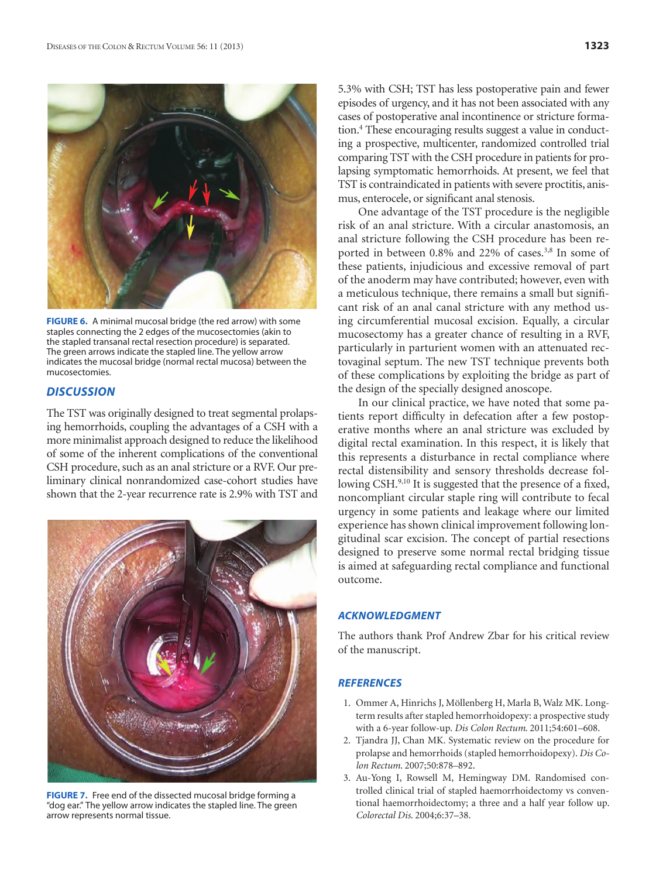FIGURE 6. A minimal mucosal bridge (the red arrow) with some staples connecting the 2 edges of the mucosectomies (akin to the stapled transanal rectal resection procedure) is separated. The green arrows indicate the stapled line. The yellow arrow indicates the mucosal bridge (normal rectal mucosa) between the mucosectomies.

## DISCUSSION

The TST was originally designed to treat segmental prolapsing hemorrhoids, coupling the advantages of a CSH with a more minimalist approach designed to reduce the likelihood of some of the inherent complications of the conventional CSH procedure, such as an anal stricture or a RVF. Our preliminary clinical nonrandomized case-cohort studies have shown that the 2-year recurrence rate is 2.9% with TST and 5.3% with CSH; TST has less postoperative pain and fewer episodes of urgency, and it has not been associated with any cases of postoperative anal incontinence or stricture formation.[4] These encouraging results suggest a value in conducting a prospective, multicenter, randomized controlled trial comparing TST with the CSH procedure in patients for prolapsing symptomatic hemorrhoids. At present, we feel that TST is contraindicated in patients with severe proctitis, anismus, enterocele, or significant anal stenosis.

One advantage of the TST procedure is the negligible risk of an anal stricture. With a circular anastomosis, an anal stricture following the CSH procedure has been reported in between 0.8% and 22% of cases.[3,8] In some of these patients, injudicious and excessive removal of part of the anoderm may have contributed; however, even with a meticulous technique, there remains a small but significant risk of an anal canal stricture with any method using circumferential mucosal excision. Equally, a circular mucosectomy has a greater chance of resulting in a RVF, particularly in parturient women with an attenuated rectovaginal septum. The new TST technique prevents both of these complications by exploiting the bridge as part of the design of the specially designed anoscope.

In our clinical practice, we have noted that some patients report difficulty in defecation after a few postoperative months where an anal stricture was excluded by digital rectal examination. In this respect, it is likely that this represents a disturbance in rectal compliance where rectal distensibility and sensory thresholds decrease following CSH.[9,10] It is suggested that the presence of a fixed, noncompliant circular staple ring will contribute to fecal urgency in some patients and leakage where our limited experience has shown clinical improvement following longitudinal scar excision. The concept of partial resections designed to preserve some normal rectal bridging tissue is aimed at safeguarding rectal compliance and functional outcome.

FIGURE 7. Free end of the dissected mucosal bridge forming a "dog ear." The yellow arrow indicates the stapled line. The green arrow represents normal tissue.

## ACKNOWLEDGMENT

The authors thank Prof Andrew Zbar for his critical review of the manuscript.

## REFERENCES

1. Ommer A, Hinrichs J, Möllenberg H, Marla B, Walz MK. Long-term results after stapled hemorrhoidopexy: a prospective study with a 6-year follow-up. *Dis Colon Rectum*. 2011;54:601–608.
2. Tjandra JJ, Chan MK. Systematic review on the procedure for prolapse and hemorrhoids (stapled hemorrhoidopexy). *Dis Colon Rectum*. 2007;50:878–892.
3. Au-Yong I, Rowsell M, Hemingway DM. Randomised controlled trial of stapled haemorrhoidectomy vs conventional haemorrhoidectomy; a three and a half year follow up. *Colorectal Dis*. 2004;6:37–38.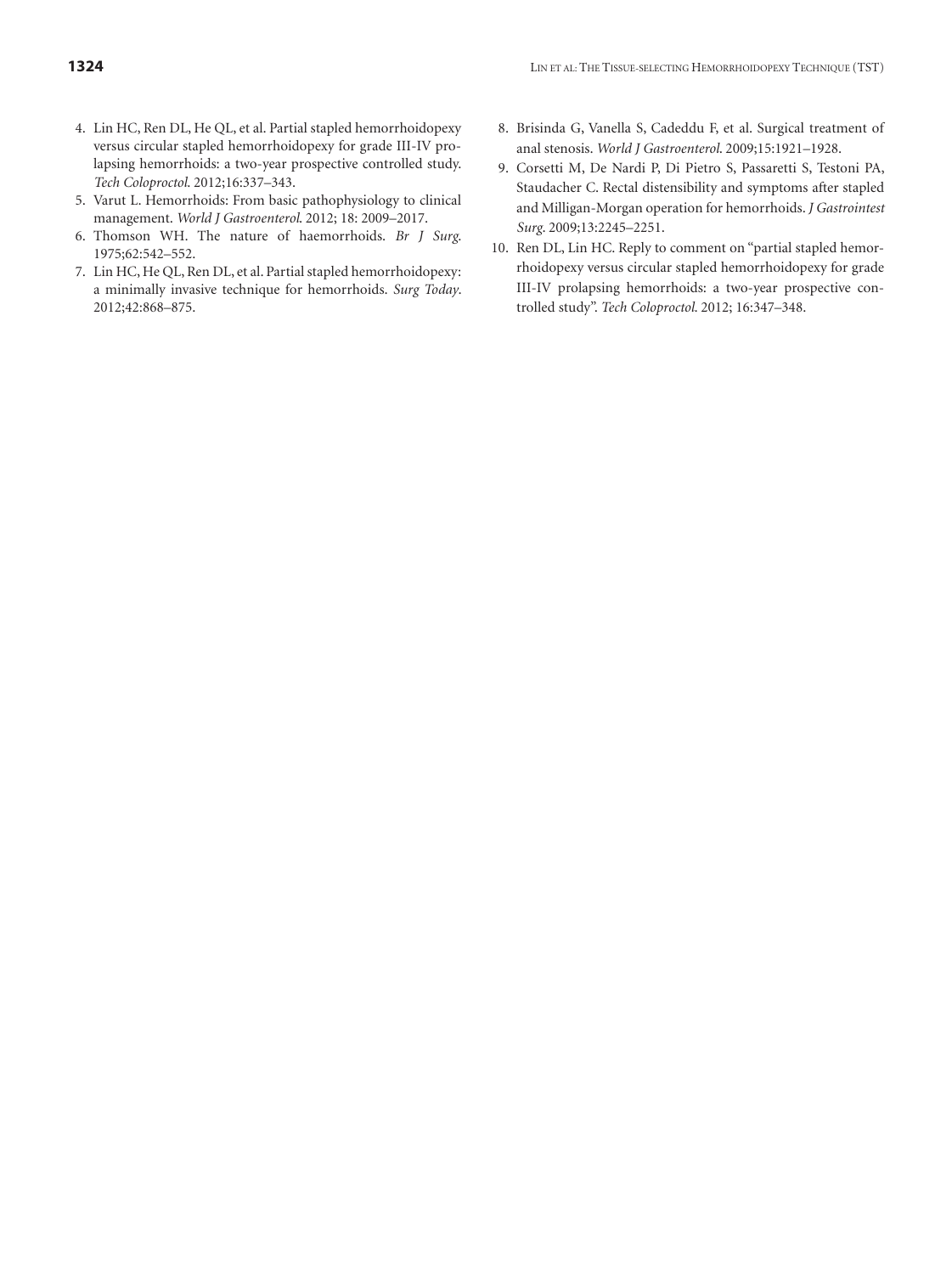4. Lin HC, Ren DL, He QL, et al. Partial stapled hemorrhoidopexy versus circular stapled hemorrhoidopexy for grade III-IV prolapsing hemorrhoids: a two-year prospective controlled study. *Tech Coloproctol.* 2012;16:337–343.
5. Varut L. Hemorrhoids: From basic pathophysiology to clinical management. *World J Gastroenterol.* 2012; 18: 2009–2017.
6. Thomson WH. The nature of haemorrhoids. *Br J Surg.* 1975;62:542–552.
7. Lin HC, He QL, Ren DL, et al. Partial stapled hemorrhoidopexy: a minimally invasive technique for hemorrhoids. *Surg Today.* 2012;42:868–875.
8. Brisinda G, Vanella S, Cadeddu F, et al. Surgical treatment of anal stenosis. *World J Gastroenterol.* 2009;15:1921–1928.
9. Corsetti M, De Nardi P, Di Pietro S, Passaretti S, Testoni PA, Staudacher C. Rectal distensibility and symptoms after stapled and Milligan-Morgan operation for hemorrhoids. *J Gastrointest Surg.* 2009;13:2245–2251.
10. Ren DL, Lin HC. Reply to comment on "partial stapled hemorrhoidopexy versus circular stapled hemorrhoidopexy for grade III-IV prolapsing hemorrhoids: a two-year prospective controlled study". *Tech Coloproctol.* 2012; 16:347–348.